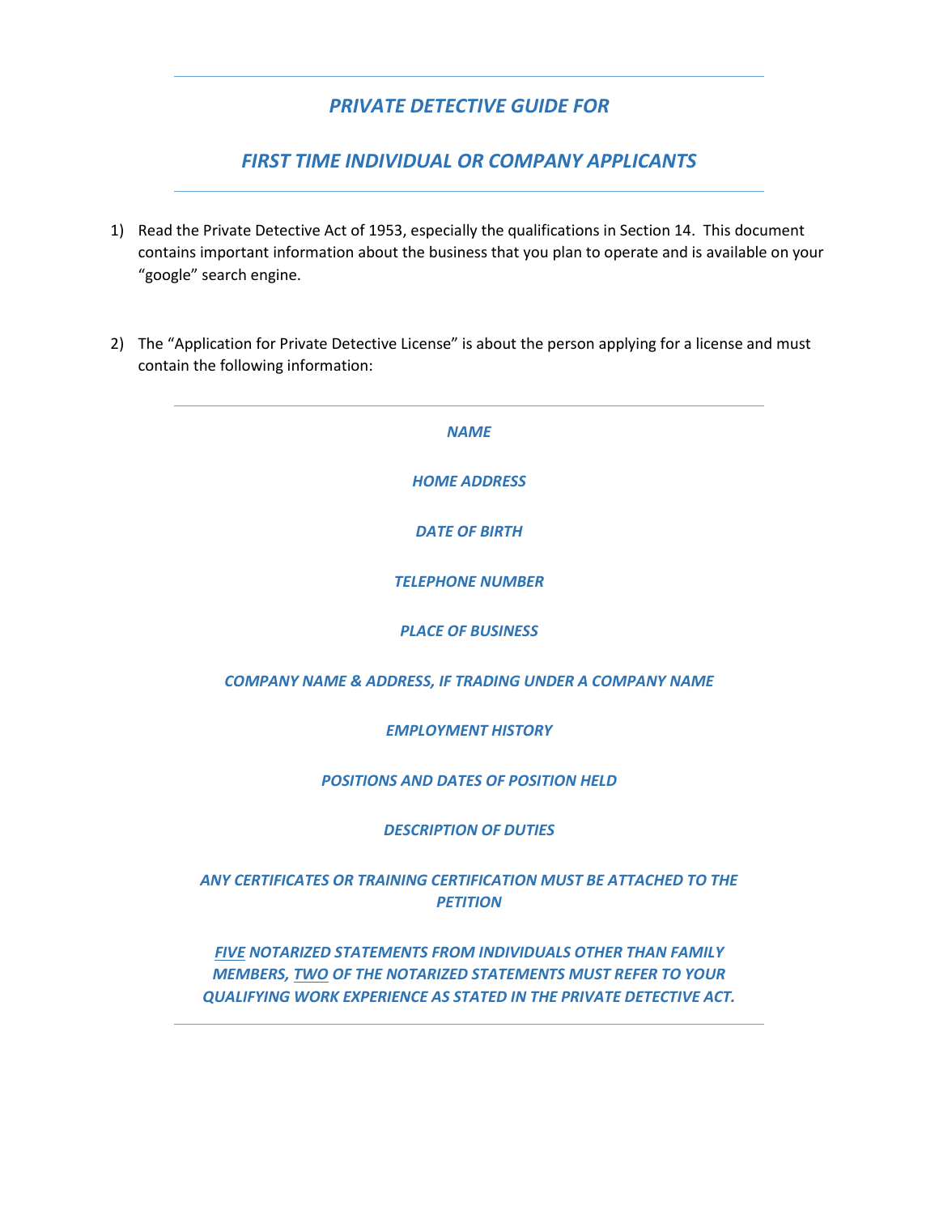# *PRIVATE DETECTIVE GUIDE FOR*

# *FIRST TIME INDIVIDUAL OR COMPANY APPLICANTS*

1) Read the Private Detective Act of 1953, especially the qualifications in Section 14. This document contains important information about the business that you plan to operate and is available on your "google" search engine.

2) The "Application for Private Detective License" is about the person applying for a license and must contain the following information:

***NAME***

***HOME ADDRESS***

***DATE OF BIRTH***

***TELEPHONE NUMBER***

***PLACE OF BUSINESS***

***COMPANY NAME & ADDRESS, IF TRADING UNDER A COMPANY NAME***

***EMPLOYMENT HISTORY***

***POSITIONS AND DATES OF POSITION HELD***

***DESCRIPTION OF DUTIES***

***ANY CERTIFICATES OR TRAINING CERTIFICATION MUST BE ATTACHED TO THE PETITION***

***<u>FIVE</u> NOTARIZED STATEMENTS FROM INDIVIDUALS OTHER THAN FAMILY MEMBERS, <u>TWO</u> OF THE NOTARIZED STATEMENTS MUST REFER TO YOUR QUALIFYING WORK EXPERIENCE AS STATED IN THE PRIVATE DETECTIVE ACT.***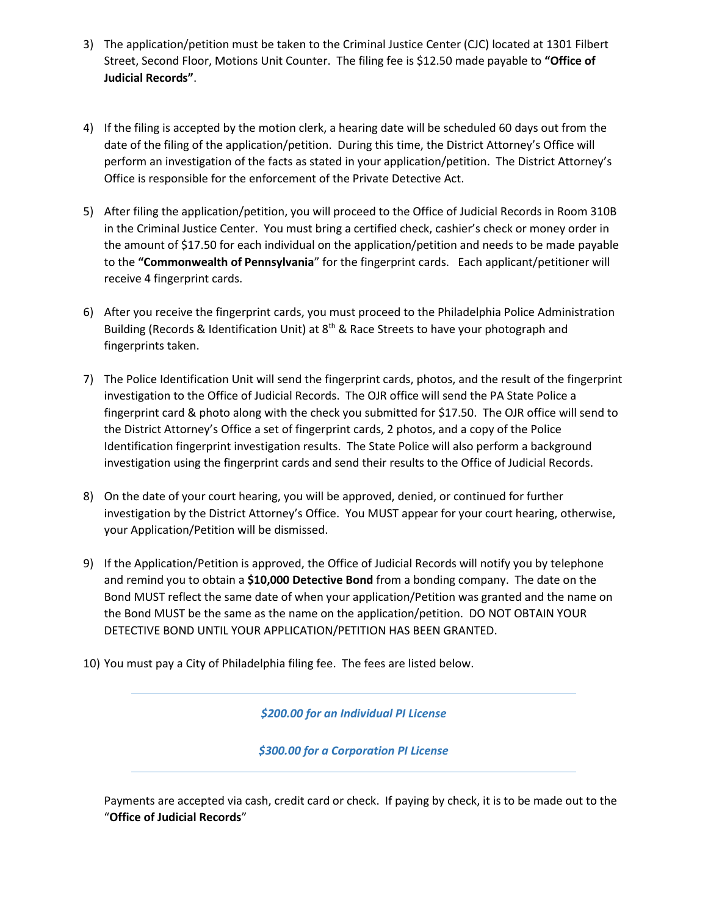3) The application/petition must be taken to the Criminal Justice Center (CJC) located at 1301 Filbert Street, Second Floor, Motions Unit Counter. The filing fee is $12.50 made payable to **"Office of Judicial Records"**.

4) If the filing is accepted by the motion clerk, a hearing date will be scheduled 60 days out from the date of the filing of the application/petition. During this time, the District Attorney's Office will perform an investigation of the facts as stated in your application/petition. The District Attorney's Office is responsible for the enforcement of the Private Detective Act.

5) After filing the application/petition, you will proceed to the Office of Judicial Records in Room 310B in the Criminal Justice Center. You must bring a certified check, cashier's check or money order in the amount of $17.50 for each individual on the application/petition and needs to be made payable to the **"Commonwealth of Pennsylvania"** for the fingerprint cards. Each applicant/petitioner will receive 4 fingerprint cards.

6) After you receive the fingerprint cards, you must proceed to the Philadelphia Police Administration Building (Records & Identification Unit) at 8th & Race Streets to have your photograph and fingerprints taken.

7) The Police Identification Unit will send the fingerprint cards, photos, and the result of the fingerprint investigation to the Office of Judicial Records. The OJR office will send the PA State Police a fingerprint card & photo along with the check you submitted for $17.50. The OJR office will send to the District Attorney's Office a set of fingerprint cards, 2 photos, and a copy of the Police Identification fingerprint investigation results. The State Police will also perform a background investigation using the fingerprint cards and send their results to the Office of Judicial Records.

8) On the date of your court hearing, you will be approved, denied, or continued for further investigation by the District Attorney's Office. You MUST appear for your court hearing, otherwise, your Application/Petition will be dismissed.

9) If the Application/Petition is approved, the Office of Judicial Records will notify you by telephone and remind you to obtain a **$10,000 Detective Bond** from a bonding company. The date on the Bond MUST reflect the same date of when your application/Petition was granted and the name on the Bond MUST be the same as the name on the application/petition. DO NOT OBTAIN YOUR DETECTIVE BOND UNTIL YOUR APPLICATION/PETITION HAS BEEN GRANTED.

10) You must pay a City of Philadelphia filing fee. The fees are listed below.

---

***$200.00 for an Individual PI License***

***$300.00 for a Corporation PI License***

---

Payments are accepted via cash, credit card or check. If paying by check, it is to be made out to the "**Office of Judicial Records**"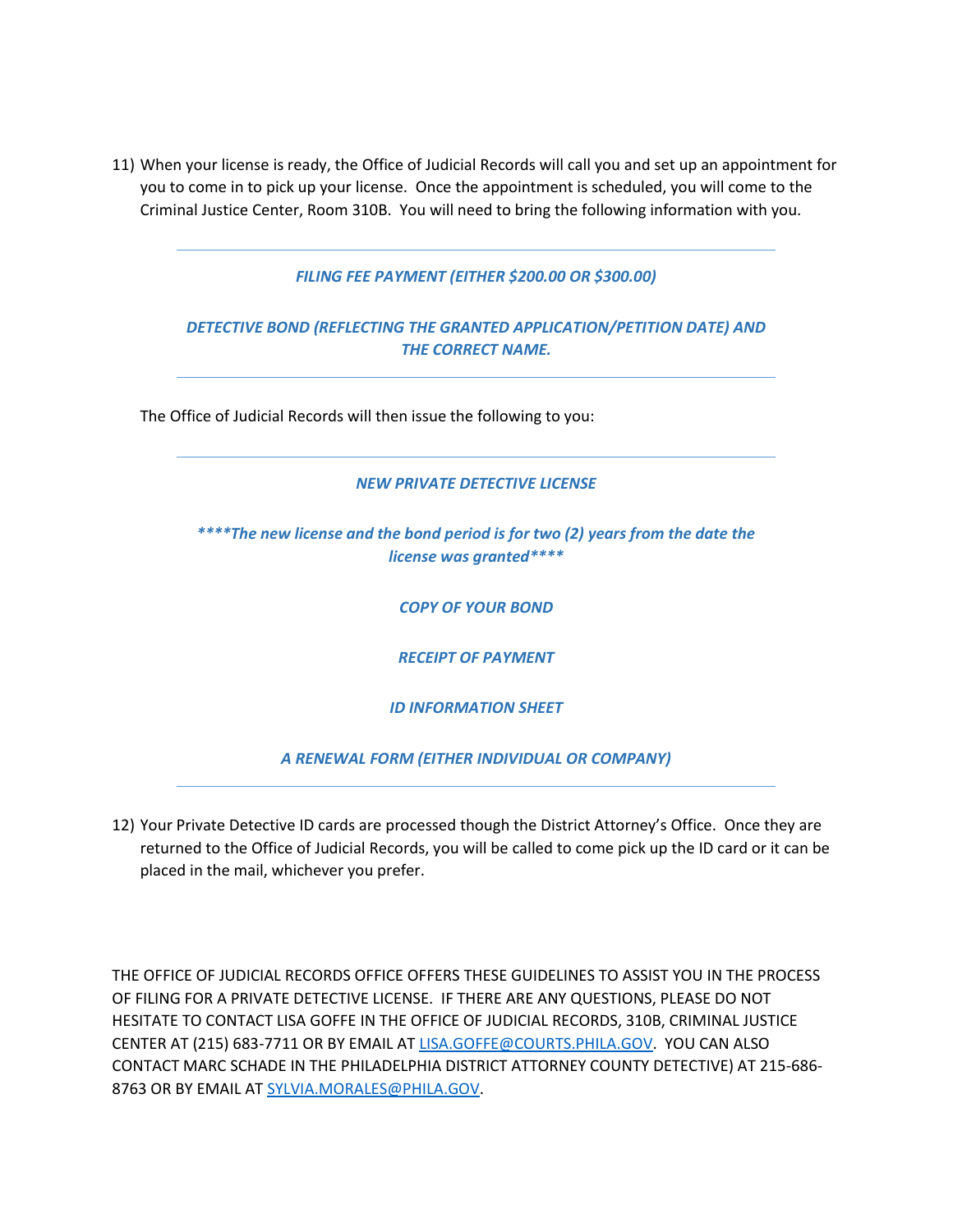11) When your license is ready, the Office of Judicial Records will call you and set up an appointment for you to come in to pick up your license. Once the appointment is scheduled, you will come to the Criminal Justice Center, Room 310B. You will need to bring the following information with you.

---

***FILING FEE PAYMENT (EITHER $200.00 OR $300.00)***

***DETECTIVE BOND (REFLECTING THE GRANTED APPLICATION/PETITION DATE) AND THE CORRECT NAME.***

---

The Office of Judicial Records will then issue the following to you:

---

***NEW PRIVATE DETECTIVE LICENSE***

****\*\*\*\*The new license and the bond period is for two (2) years from the date the license was granted\*\*\*\*****

***COPY OF YOUR BOND***

***RECEIPT OF PAYMENT***

***ID INFORMATION SHEET***

***A RENEWAL FORM (EITHER INDIVIDUAL OR COMPANY)***

---

12) Your Private Detective ID cards are processed though the District Attorney's Office. Once they are returned to the Office of Judicial Records, you will be called to come pick up the ID card or it can be placed in the mail, whichever you prefer.

THE OFFICE OF JUDICIAL RECORDS OFFICE OFFERS THESE GUIDELINES TO ASSIST YOU IN THE PROCESS OF FILING FOR A PRIVATE DETECTIVE LICENSE. IF THERE ARE ANY QUESTIONS, PLEASE DO NOT HESITATE TO CONTACT LISA GOFFE IN THE OFFICE OF JUDICIAL RECORDS, 310B, CRIMINAL JUSTICE CENTER AT (215) 683-7711 OR BY EMAIL AT LISA.GOFFE@COURTS.PHILA.GOV. YOU CAN ALSO CONTACT MARC SCHADE IN THE PHILADELPHIA DISTRICT ATTORNEY COUNTY DETECTIVE) AT 215-686-8763 OR BY EMAIL AT SYLVIA.MORALES@PHILA.GOV.